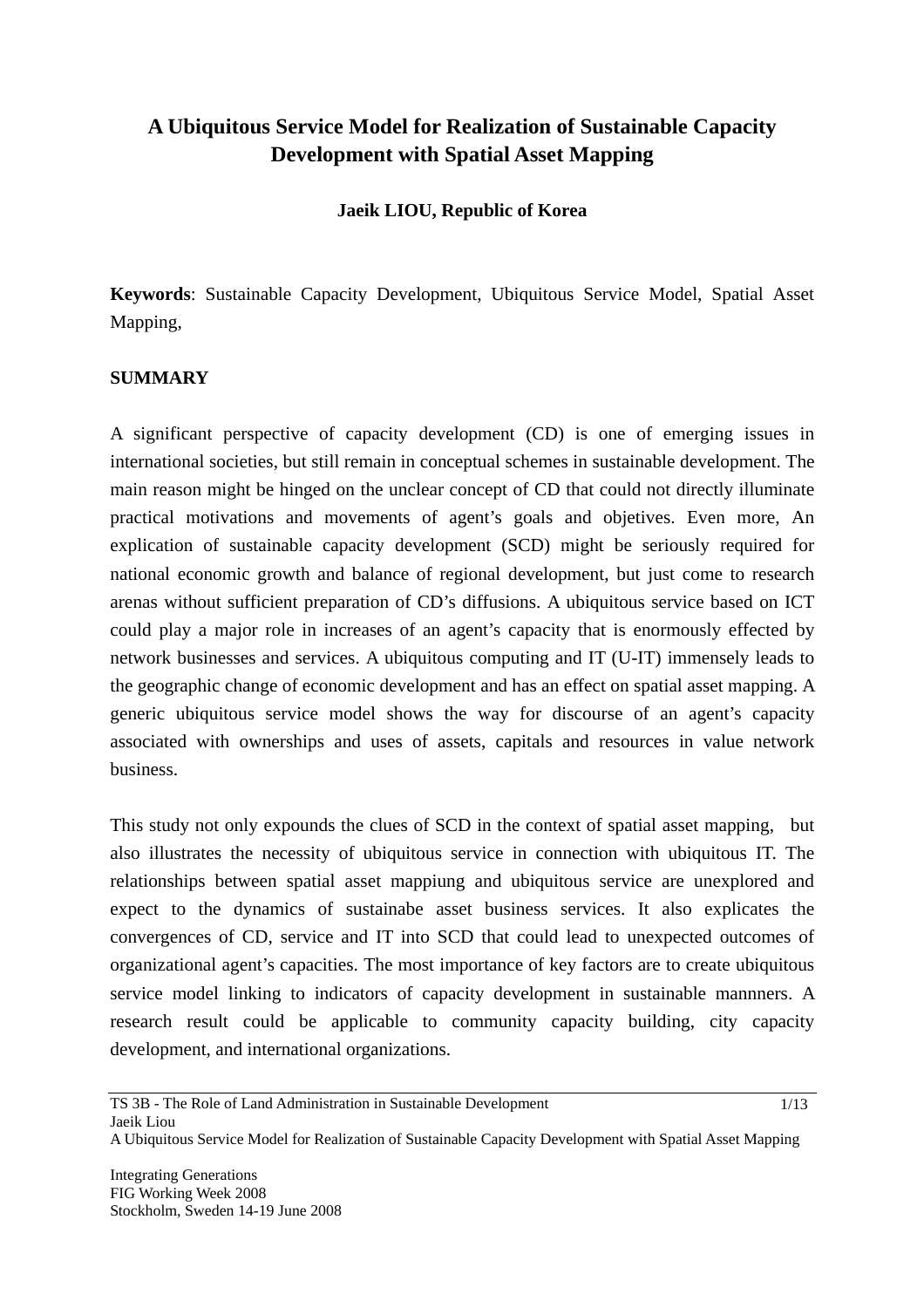# A Ubiquitous Service Model for Realization of Sustainable Capacity Development with Spatial Asset Mapping

**Jaeik LIOU, Republic of Korea**

**Keywords**: Sustainable Capacity Development, Ubiquitous Service Model, Spatial Asset Mapping,

## SUMMARY

A significant perspective of capacity development (CD) is one of emerging issues in international societies, but still remain in conceptual schemes in sustainable development. The main reason might be hinged on the unclear concept of CD that could not directly illuminate practical motivations and movements of agent's goals and objetives. Even more, An explication of sustainable capacity development (SCD) might be seriously required for national economic growth and balance of regional development, but just come to research arenas without sufficient preparation of CD's diffusions. A ubiquitous service based on ICT could play a major role in increases of an agent's capacity that is enormously effected by network businesses and services. A ubiquitous computing and IT (U-IT) immensely leads to the geographic change of economic development and has an effect on spatial asset mapping. A generic ubiquitous service model shows the way for discourse of an agent's capacity associated with ownerships and uses of assets, capitals and resources in value network business.

This study not only expounds the clues of SCD in the context of spatial asset mapping, but also illustrates the necessity of ubiquitous service in connection with ubiquitous IT. The relationships between spatial asset mappiung and ubiquitous service are unexplored and expect to the dynamics of sustainabe asset business services. It also explicates the convergences of CD, service and IT into SCD that could lead to unexpected outcomes of organizational agent's capacities. The most importance of key factors are to create ubiquitous service model linking to indicators of capacity development in sustainable mannners. A research result could be applicable to community capacity building, city capacity development, and international organizations.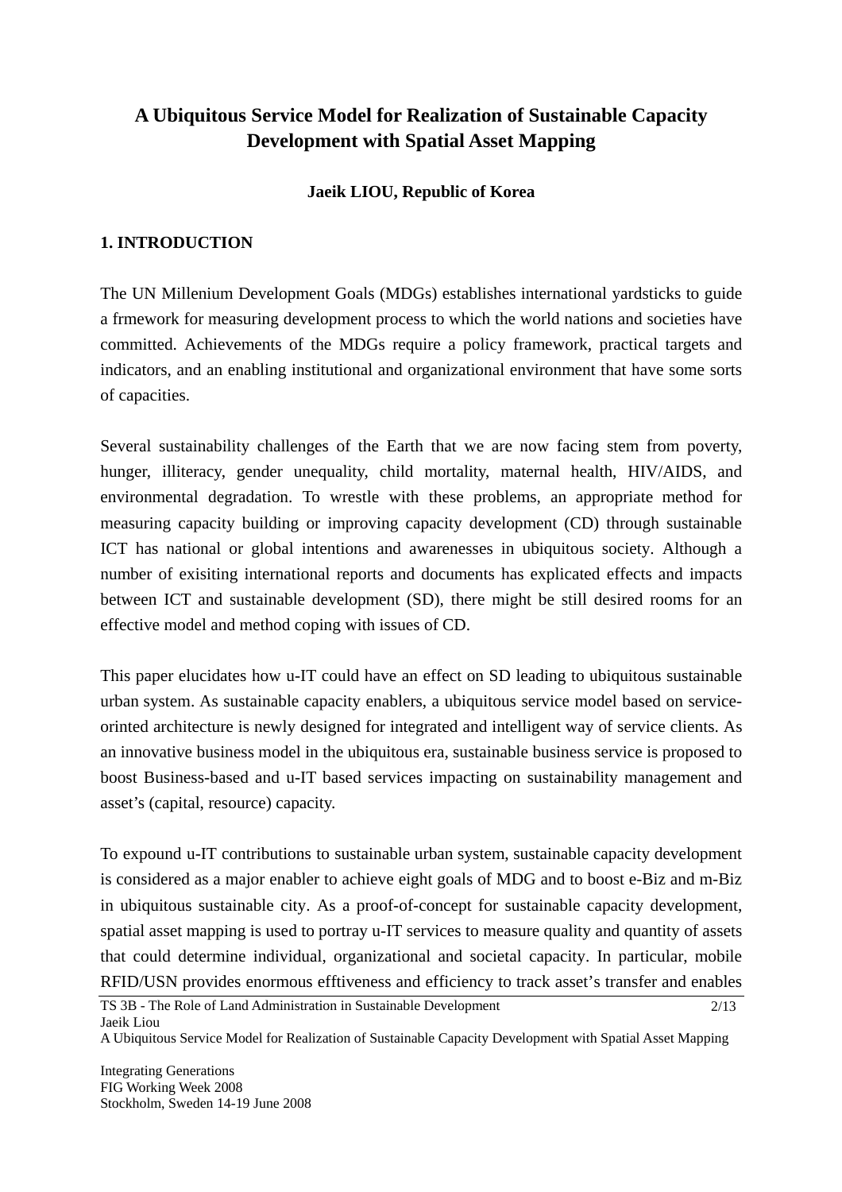# A Ubiquitous Service Model for Realization of Sustainable Capacity Development with Spatial Asset Mapping

**Jaeik LIOU, Republic of Korea**

## 1. INTRODUCTION

The UN Millenium Development Goals (MDGs) establishes international yardsticks to guide a frmework for measuring development process to which the world nations and societies have committed. Achievements of the MDGs require a policy framework, practical targets and indicators, and an enabling institutional and organizational environment that have some sorts of capacities.

Several sustainability challenges of the Earth that we are now facing stem from poverty, hunger, illiteracy, gender unequality, child mortality, maternal health, HIV/AIDS, and environmental degradation. To wrestle with these problems, an appropriate method for measuring capacity building or improving capacity development (CD) through sustainable ICT has national or global intentions and awarenesses in ubiquitous society. Although a number of exisiting international reports and documents has explicated effects and impacts between ICT and sustainable development (SD), there might be still desired rooms for an effective model and method coping with issues of CD.

This paper elucidates how u-IT could have an effect on SD leading to ubiquitous sustainable urban system. As sustainable capacity enablers, a ubiquitous service model based on service-orinted architecture is newly designed for integrated and intelligent way of service clients. As an innovative business model in the ubiquitous era, sustainable business service is proposed to boost Business-based and u-IT based services impacting on sustainability management and asset's (capital, resource) capacity.

To expound u-IT contributions to sustainable urban system, sustainable capacity development is considered as a major enabler to achieve eight goals of MDG and to boost e-Biz and m-Biz in ubiquitous sustainable city. As a proof-of-concept for sustainable capacity development, spatial asset mapping is used to portray u-IT services to measure quality and quantity of assets that could determine individual, organizational and societal capacity. In particular, mobile RFID/USN provides enormous efftiveness and efficiency to track asset's transfer and enables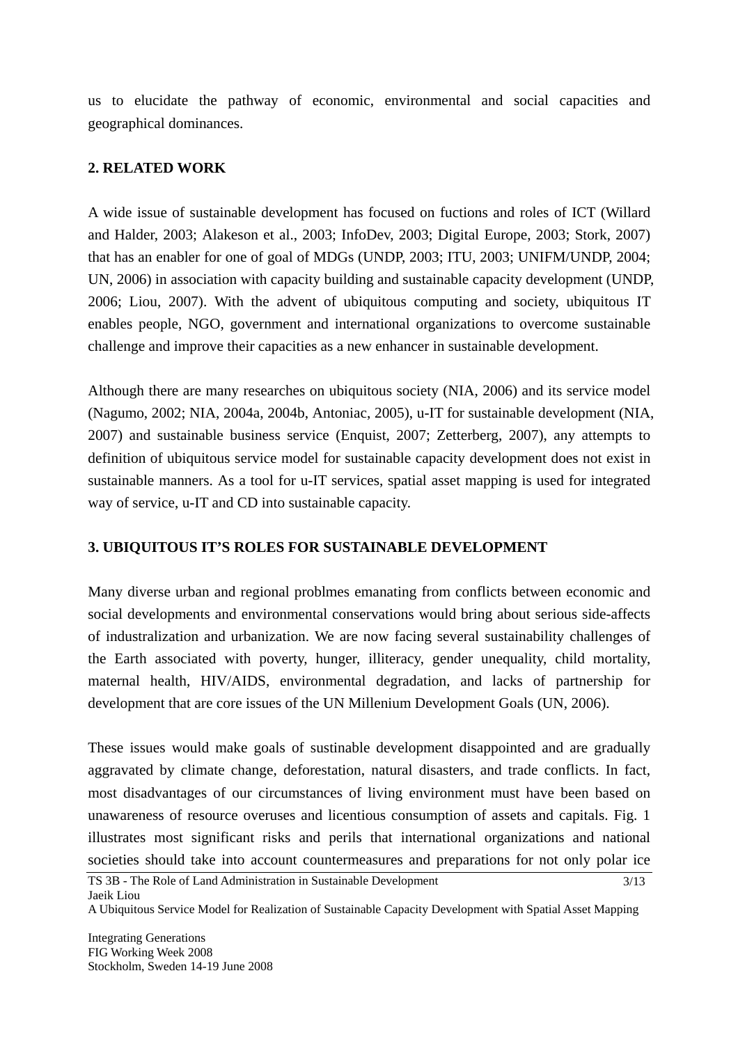us to elucidate the pathway of economic, environmental and social capacities and geographical dominances.

## 2. RELATED WORK

A wide issue of sustainable development has focused on fuctions and roles of ICT (Willard and Halder, 2003; Alakeson et al., 2003; InfoDev, 2003; Digital Europe, 2003; Stork, 2007) that has an enabler for one of goal of MDGs (UNDP, 2003; ITU, 2003; UNIFM/UNDP, 2004; UN, 2006) in association with capacity building and sustainable capacity development (UNDP, 2006; Liou, 2007). With the advent of ubiquitous computing and society, ubiquitous IT enables people, NGO, government and international organizations to overcome sustainable challenge and improve their capacities as a new enhancer in sustainable development.

Although there are many researches on ubiquitous society (NIA, 2006) and its service model (Nagumo, 2002; NIA, 2004a, 2004b, Antoniac, 2005), u-IT for sustainable development (NIA, 2007) and sustainable business service (Enquist, 2007; Zetterberg, 2007), any attempts to definition of ubiquitous service model for sustainable capacity development does not exist in sustainable manners. As a tool for u-IT services, spatial asset mapping is used for integrated way of service, u-IT and CD into sustainable capacity.

## 3. UBIQUITOUS IT'S ROLES FOR SUSTAINABLE DEVELOPMENT

Many diverse urban and regional problmes emanating from conflicts between economic and social developments and environmental conservations would bring about serious side-affects of industralization and urbanization. We are now facing several sustainability challenges of the Earth associated with poverty, hunger, illiteracy, gender unequality, child mortality, maternal health, HIV/AIDS, environmental degradation, and lacks of partnership for development that are core issues of the UN Millenium Development Goals (UN, 2006).

These issues would make goals of sustinable development disappointed and are gradually aggravated by climate change, deforestation, natural disasters, and trade conflicts. In fact, most disadvantages of our circumstances of living environment must have been based on unawareness of resource overuses and licentious consumption of assets and capitals. Fig. 1 illustrates most significant risks and perils that international organizations and national societies should take into account countermeasures and preparations for not only polar ice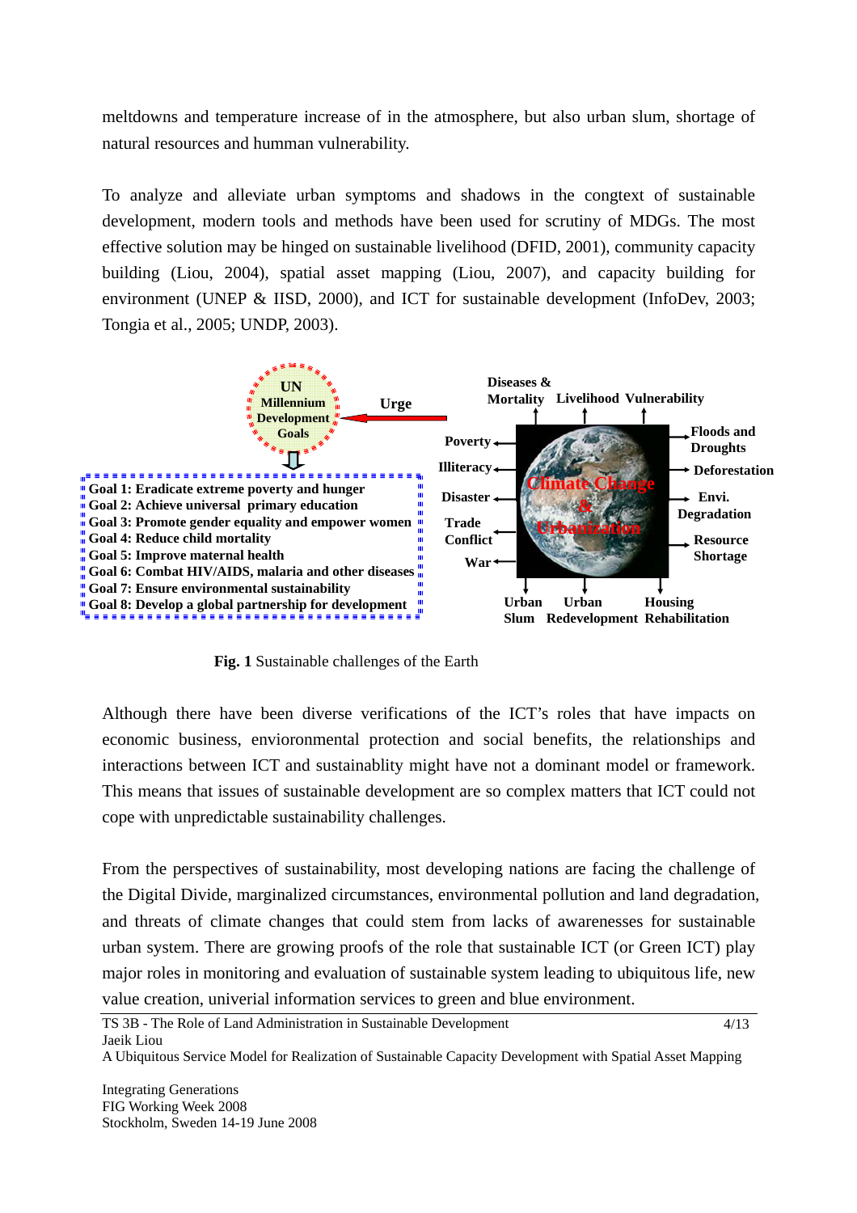meltdowns and temperature increase of in the atmosphere, but also urban slum, shortage of natural resources and humman vulnerability.

To analyze and alleviate urban symptoms and shadows in the congtext of sustainable development, modern tools and methods have been used for scrutiny of MDGs. The most effective solution may be hinged on sustainable livelihood (DFID, 2001), community capacity building (Liou, 2004), spatial asset mapping (Liou, 2007), and capacity building for environment (UNEP & IISD, 2000), and ICT for sustainable development (InfoDev, 2003; Tongia et al., 2005; UNDP, 2003).

**UN Millennium Development Goals** ← **Urge**

- **Goal 1: Eradicate extreme poverty and hunger**
- **Goal 2: Achieve universal primary education**
- **Goal 3: Promote gender equality and empower women**
- **Goal 4: Reduce child mortality**
- **Goal 5: Improve maternal health**
- **Goal 6: Combat HIV/AIDS, malaria and other diseases**
- **Goal 7: Ensure environmental sustainability**
- **Goal 8: Develop a global partnership for development**

**Climate Change & Urbanization**: Diseases & Mortality, Livelihood, Vulnerability, Poverty, Illiteracy, Disaster, Trade Conflict, War, Floods and Droughts, Deforestation, Envi. Degradation, Resource Shortage, Urban Slum, Urban Redevelopment, Housing Rehabilitation

**Fig. 1** Sustainable challenges of the Earth

Although there have been diverse verifications of the ICT's roles that have impacts on economic business, envioronmental protection and social benefits, the relationships and interactions between ICT and sustainablity might have not a dominant model or framework. This means that issues of sustainable development are so complex matters that ICT could not cope with unpredictable sustainability challenges.

From the perspectives of sustainability, most developing nations are facing the challenge of the Digital Divide, marginalized circumstances, environmental pollution and land degradation, and threats of climate changes that could stem from lacks of awarenesses for sustainable urban system. There are growing proofs of the role that sustainable ICT (or Green ICT) play major roles in monitoring and evaluation of sustainable system leading to ubiquitous life, new value creation, univerial information services to green and blue environment.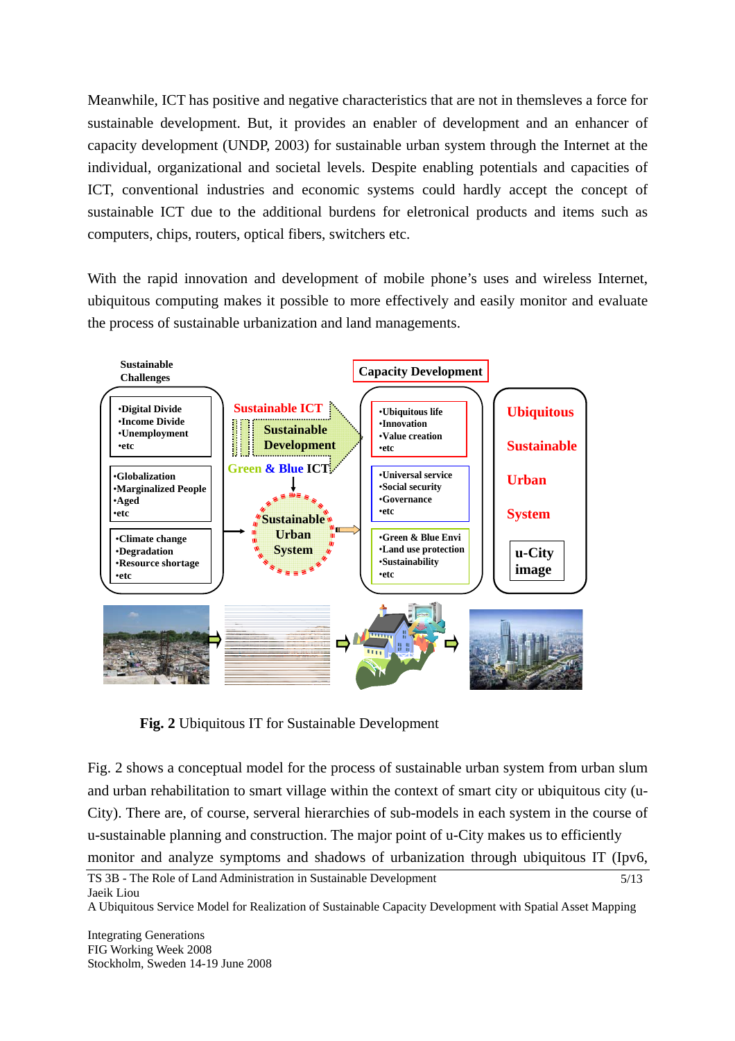Meanwhile, ICT has positive and negative characteristics that are not in themsleves a force for sustainable development. But, it provides an enabler of development and an enhancer of capacity development (UNDP, 2003) for sustainable urban system through the Internet at the individual, organizational and societal levels. Despite enabling potentials and capacities of ICT, conventional industries and economic systems could hardly accept the concept of sustainable ICT due to the additional burdens for eletronical products and items such as computers, chips, routers, optical fibers, switchers etc.

With the rapid innovation and development of mobile phone's uses and wireless Internet, ubiquitous computing makes it possible to more effectively and easily monitor and evaluate the process of sustainable urbanization and land managements.

**Fig. 2** Ubiquitous IT for Sustainable Development

Fig. 2 shows a conceptual model for the process of sustainable urban system from urban slum and urban rehabilitation to smart village within the context of smart city or ubiquitous city (u-City). There are, of course, serveral hierarchies of sub-models in each system in the course of u-sustainable planning and construction. The major point of u-City makes us to efficiently monitor and analyze symptoms and shadows of urbanization through ubiquitous IT (Ipv6,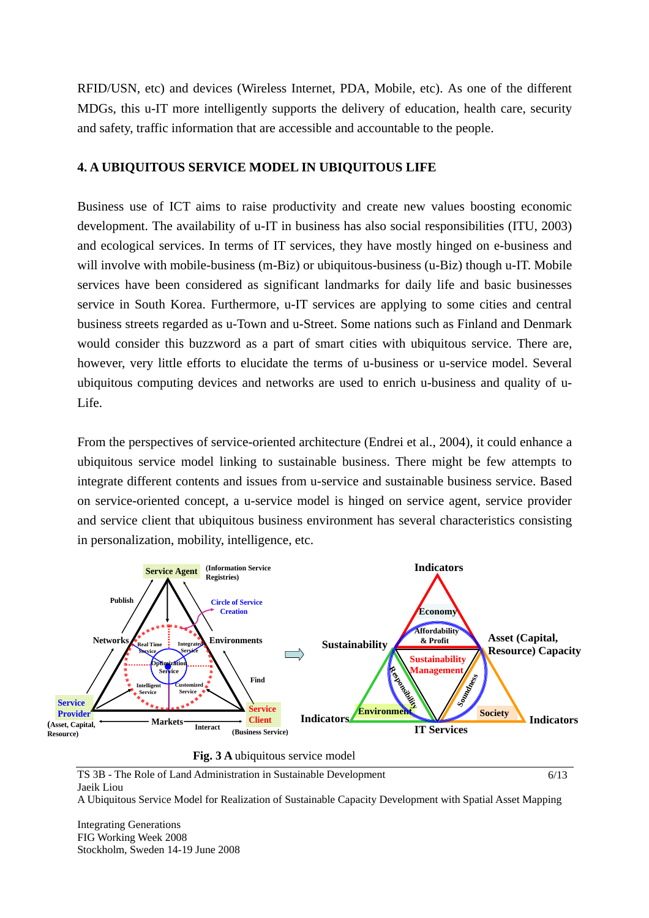RFID/USN, etc) and devices (Wireless Internet, PDA, Mobile, etc). As one of the different MDGs, this u-IT more intelligently supports the delivery of education, health care, security and safety, traffic information that are accessible and accountable to the people.

## 4. A UBIQUITOUS SERVICE MODEL IN UBIQUITOUS LIFE

Business use of ICT aims to raise productivity and create new values boosting economic development. The availability of u-IT in business has also social responsibilities (ITU, 2003) and ecological services. In terms of IT services, they have mostly hinged on e-business and will involve with mobile-business (m-Biz) or ubiquitous-business (u-Biz) though u-IT. Mobile services have been considered as significant landmarks for daily life and basic businesses service in South Korea. Furthermore, u-IT services are applying to some cities and central business streets regarded as u-Town and u-Street. Some nations such as Finland and Denmark would consider this buzzword as a part of smart cities with ubiquitous service. There are, however, very little efforts to elucidate the terms of u-business or u-service model. Several ubiquitous computing devices and networks are used to enrich u-business and quality of u-Life.

From the perspectives of service-oriented architecture (Endrei et al., 2004), it could enhance a ubiquitous service model linking to sustainable business. There might be few attempts to integrate different contents and issues from u-service and sustainable business service. Based on service-oriented concept, a u-service model is hinged on service agent, service provider and service client that ubiquitous business environment has several characteristics consisting in personalization, mobility, intelligence, etc.

**Fig. 3 A** ubiquitous service model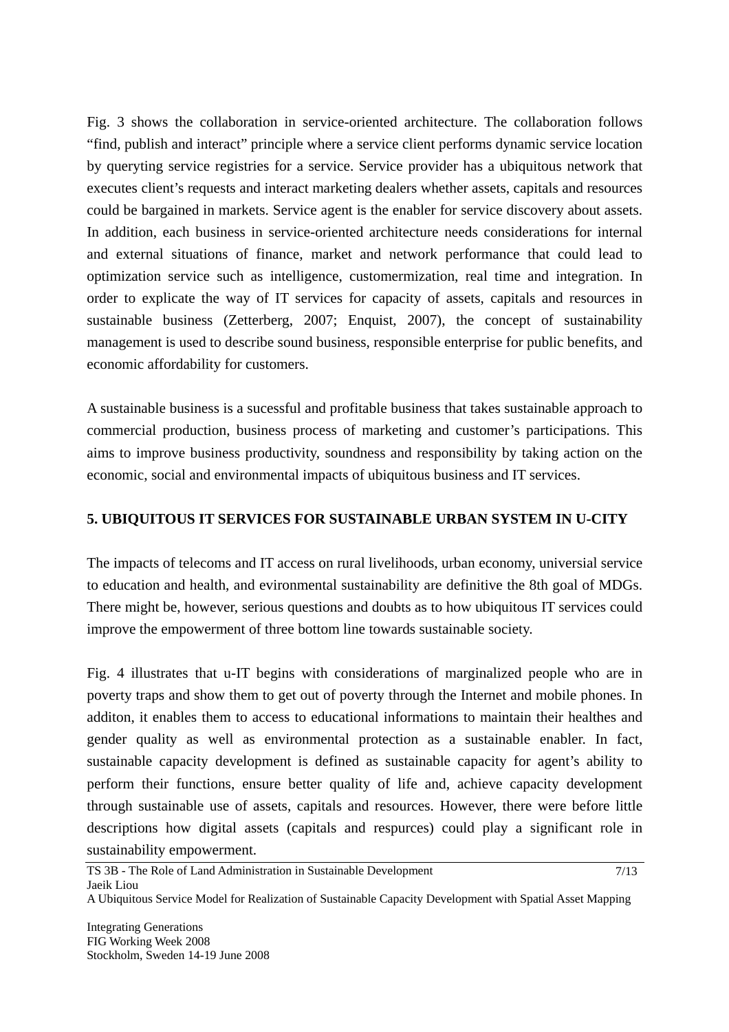Fig. 3 shows the collaboration in service-oriented architecture. The collaboration follows "find, publish and interact" principle where a service client performs dynamic service location by queryting service registries for a service. Service provider has a ubiquitous network that executes client's requests and interact marketing dealers whether assets, capitals and resources could be bargained in markets. Service agent is the enabler for service discovery about assets. In addition, each business in service-oriented architecture needs considerations for internal and external situations of finance, market and network performance that could lead to optimization service such as intelligence, customermization, real time and integration. In order to explicate the way of IT services for capacity of assets, capitals and resources in sustainable business (Zetterberg, 2007; Enquist, 2007), the concept of sustainability management is used to describe sound business, responsible enterprise for public benefits, and economic affordability for customers.

A sustainable business is a sucessful and profitable business that takes sustainable approach to commercial production, business process of marketing and customer's participations. This aims to improve business productivity, soundness and responsibility by taking action on the economic, social and environmental impacts of ubiquitous business and IT services.

## 5. UBIQUITOUS IT SERVICES FOR SUSTAINABLE URBAN SYSTEM IN U-CITY

The impacts of telecoms and IT access on rural livelihoods, urban economy, universial service to education and health, and evironmental sustainability are definitive the 8th goal of MDGs. There might be, however, serious questions and doubts as to how ubiquitous IT services could improve the empowerment of three bottom line towards sustainable society.

Fig. 4 illustrates that u-IT begins with considerations of marginalized people who are in poverty traps and show them to get out of poverty through the Internet and mobile phones. In additon, it enables them to access to educational informations to maintain their healthes and gender quality as well as environmental protection as a sustainable enabler. In fact, sustainable capacity development is defined as sustainable capacity for agent's ability to perform their functions, ensure better quality of life and, achieve capacity development through sustainable use of assets, capitals and resources. However, there were before little descriptions how digital assets (capitals and respurces) could play a significant role in sustainability empowerment.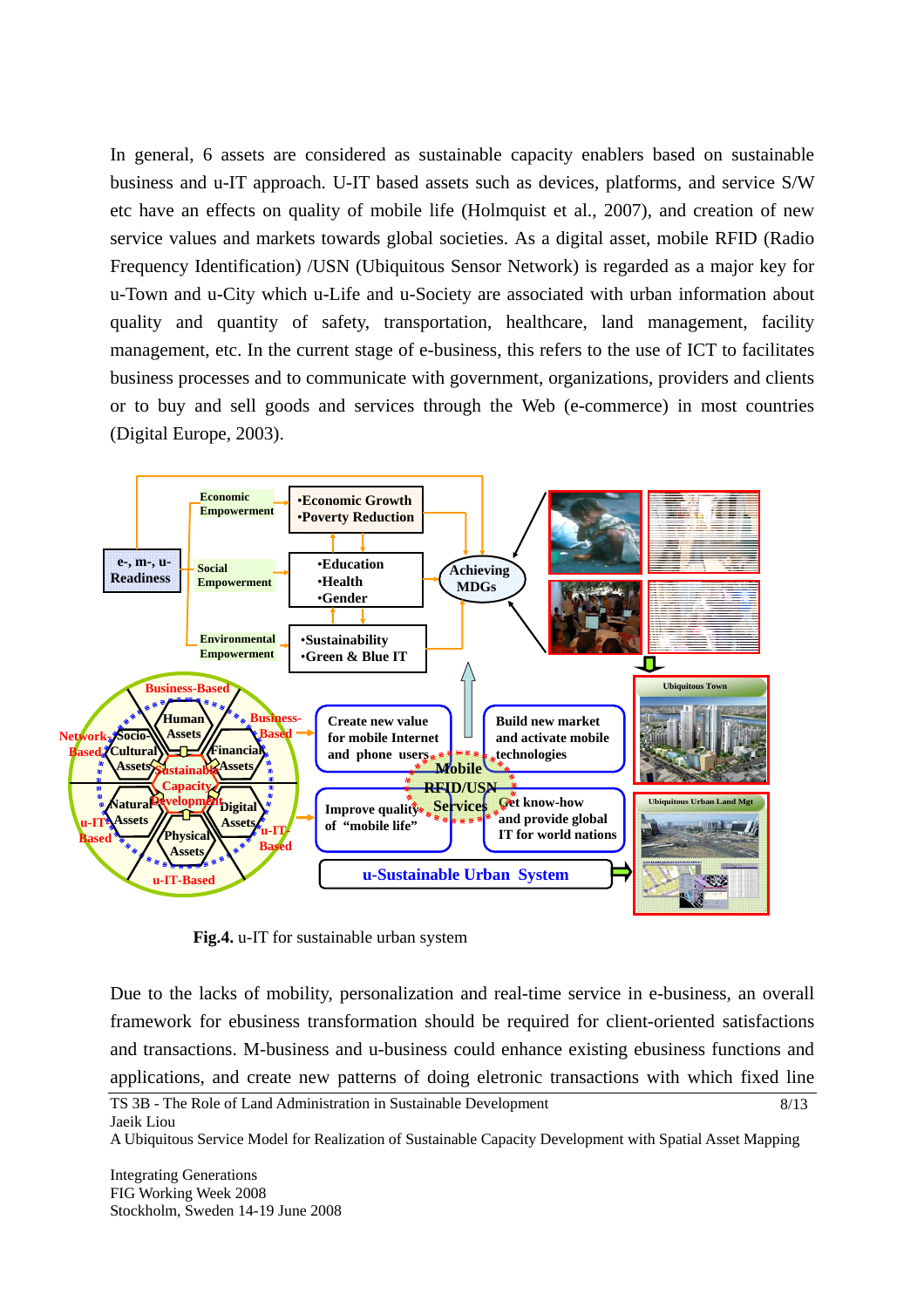In general, 6 assets are considered as sustainable capacity enablers based on sustainable business and u-IT approach. U-IT based assets such as devices, platforms, and service S/W etc have an effects on quality of mobile life (Holmquist et al., 2007), and creation of new service values and markets towards global societies. As a digital asset, mobile RFID (Radio Frequency Identification) /USN (Ubiquitous Sensor Network) is regarded as a major key for u-Town and u-City which u-Life and u-Society are associated with urban information about quality and quantity of safety, transportation, healthcare, land management, facility management, etc. In the current stage of e-business, this refers to the use of ICT to facilitates business processes and to communicate with government, organizations, providers and clients or to buy and sell goods and services through the Web (e-commerce) in most countries (Digital Europe, 2003).

**Fig.4.** u-IT for sustainable urban system

Due to the lacks of mobility, personalization and real-time service in e-business, an overall framework for ebusiness transformation should be required for client-oriented satisfactions and transactions. M-business and u-business could enhance existing ebusiness functions and applications, and create new patterns of doing eletronic transactions with which fixed line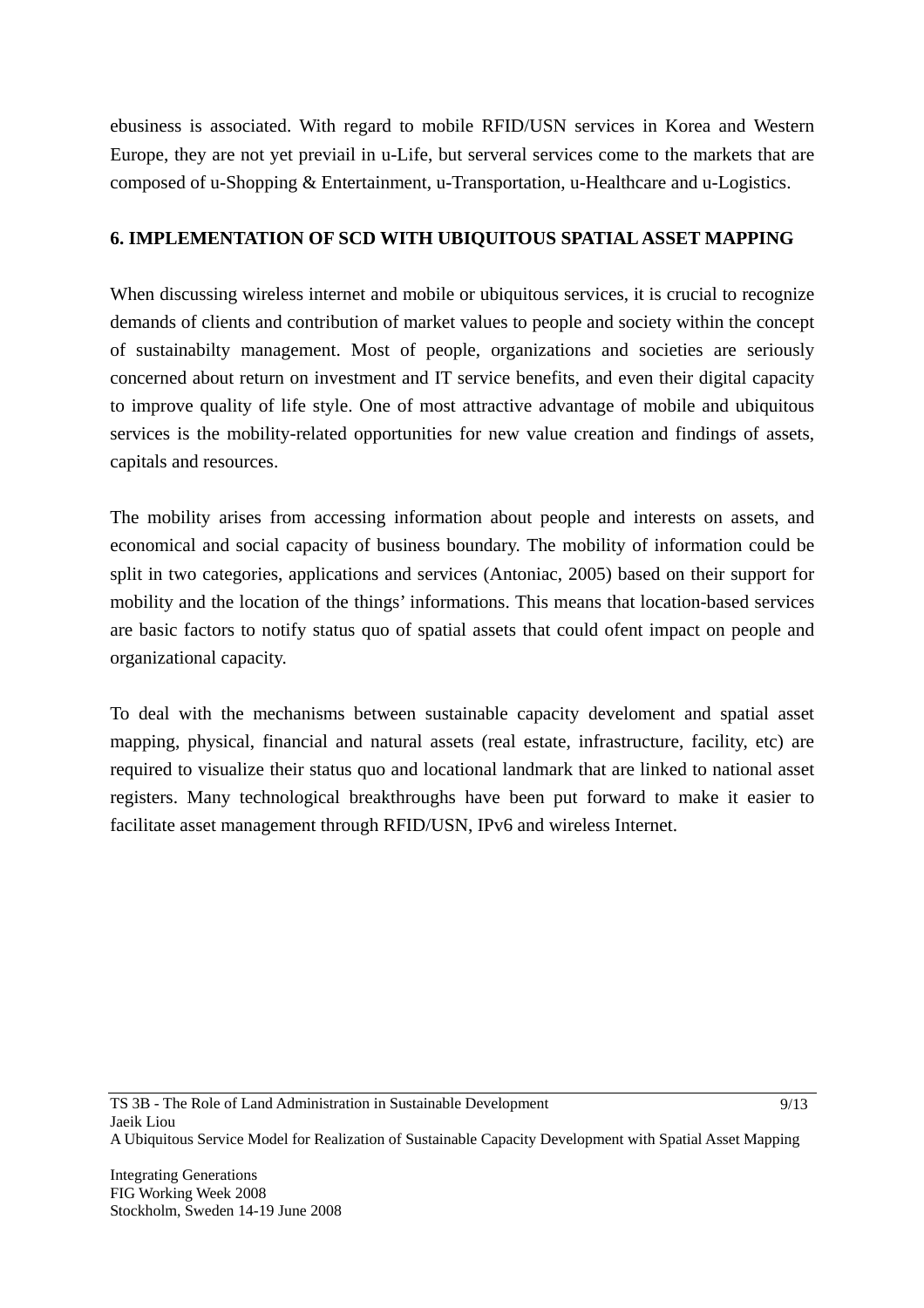ebusiness is associated. With regard to mobile RFID/USN services in Korea and Western Europe, they are not yet previail in u-Life, but serveral services come to the markets that are composed of u-Shopping & Entertainment, u-Transportation, u-Healthcare and u-Logistics.

## 6. IMPLEMENTATION OF SCD WITH UBIQUITOUS SPATIAL ASSET MAPPING

When discussing wireless internet and mobile or ubiquitous services, it is crucial to recognize demands of clients and contribution of market values to people and society within the concept of sustainabilty management. Most of people, organizations and societies are seriously concerned about return on investment and IT service benefits, and even their digital capacity to improve quality of life style. One of most attractive advantage of mobile and ubiquitous services is the mobility-related opportunities for new value creation and findings of assets, capitals and resources.

The mobility arises from accessing information about people and interests on assets, and economical and social capacity of business boundary. The mobility of information could be split in two categories, applications and services (Antoniac, 2005) based on their support for mobility and the location of the things' informations. This means that location-based services are basic factors to notify status quo of spatial assets that could ofent impact on people and organizational capacity.

To deal with the mechanisms between sustainable capacity develoment and spatial asset mapping, physical, financial and natural assets (real estate, infrastructure, facility, etc) are required to visualize their status quo and locational landmark that are linked to national asset registers. Many technological breakthroughs have been put forward to make it easier to facilitate asset management through RFID/USN, IPv6 and wireless Internet.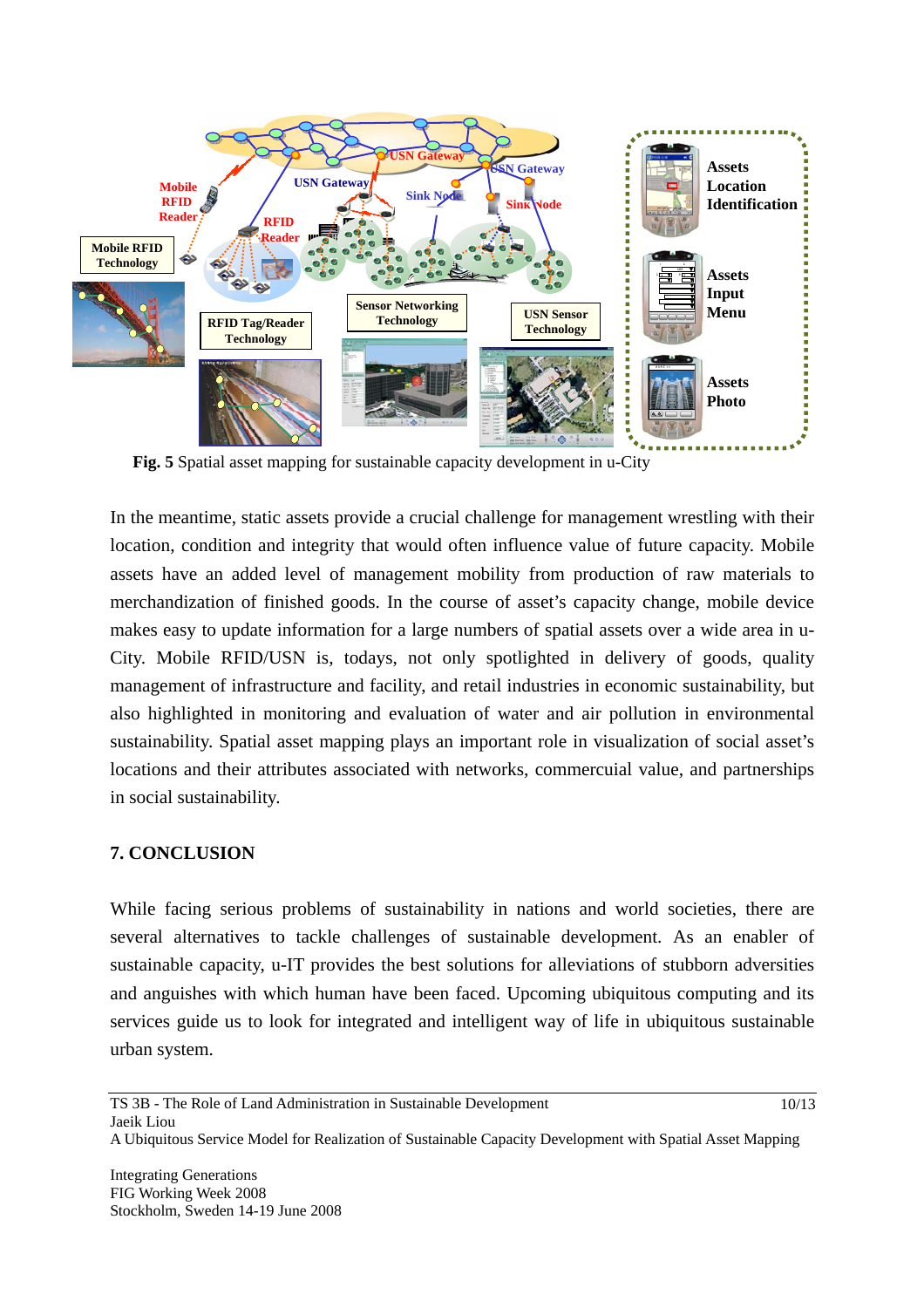**Fig. 5** Spatial asset mapping for sustainable capacity development in u-City

In the meantime, static assets provide a crucial challenge for management wrestling with their location, condition and integrity that would often influence value of future capacity. Mobile assets have an added level of management mobility from production of raw materials to merchandization of finished goods. In the course of asset's capacity change, mobile device makes easy to update information for a large numbers of spatial assets over a wide area in u-City. Mobile RFID/USN is, todays, not only spotlighted in delivery of goods, quality management of infrastructure and facility, and retail industries in economic sustainability, but also highlighted in monitoring and evaluation of water and air pollution in environmental sustainability. Spatial asset mapping plays an important role in visualization of social asset's locations and their attributes associated with networks, commercuial value, and partnerships in social sustainability.

## 7. CONCLUSION

While facing serious problems of sustainability in nations and world societies, there are several alternatives to tackle challenges of sustainable development. As an enabler of sustainable capacity, u-IT provides the best solutions for alleviations of stubborn adversities and anguishes with which human have been faced. Upcoming ubiquitous computing and its services guide us to look for integrated and intelligent way of life in ubiquitous sustainable urban system.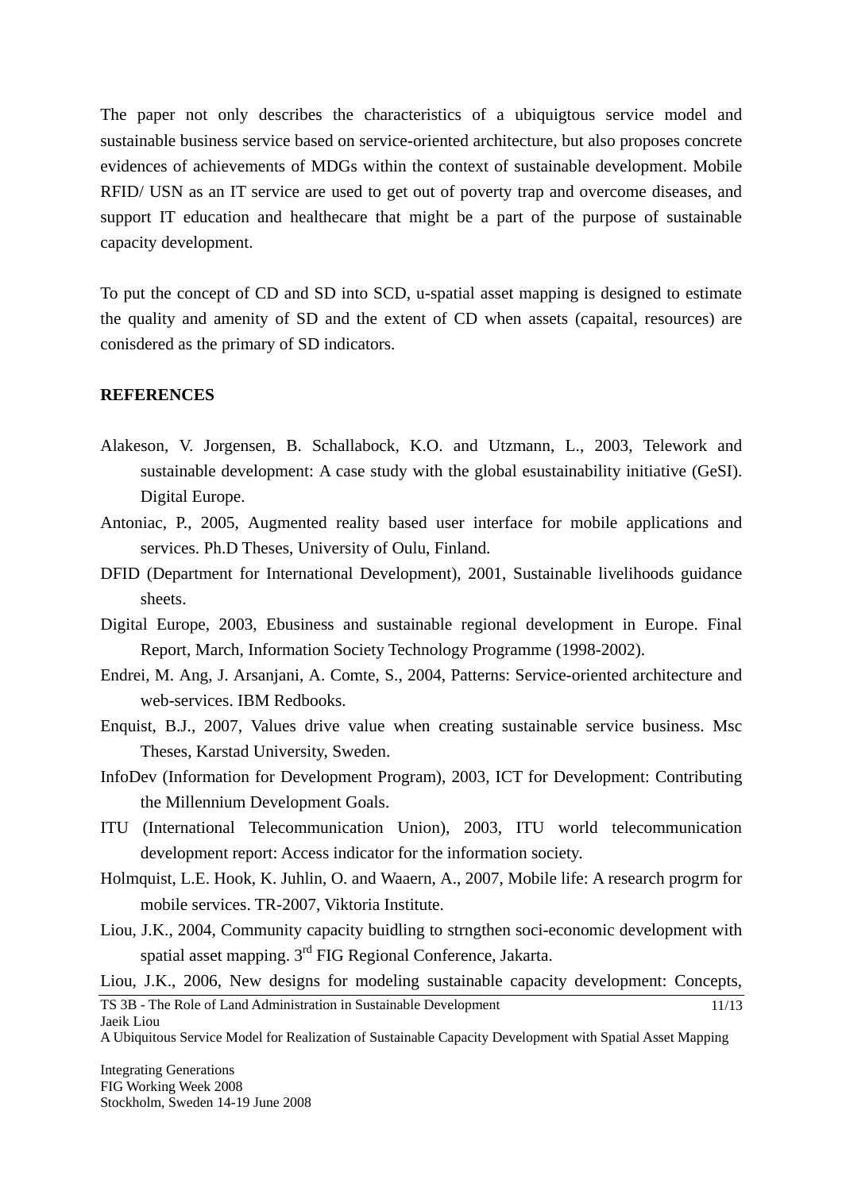The paper not only describes the characteristics of a ubiquigtous service model and sustainable business service based on service-oriented architecture, but also proposes concrete evidences of achievements of MDGs within the context of sustainable development. Mobile RFID/ USN as an IT service are used to get out of poverty trap and overcome diseases, and support IT education and healthecare that might be a part of the purpose of sustainable capacity development.

To put the concept of CD and SD into SCD, u-spatial asset mapping is designed to estimate the quality and amenity of SD and the extent of CD when assets (capaital, resources) are conisdered as the primary of SD indicators.

**REFERENCES**

Alakeson, V. Jorgensen, B. Schallabock, K.O. and Utzmann, L., 2003, Telework and sustainable development: A case study with the global esustainability initiative (GeSI). Digital Europe.

Antoniac, P., 2005, Augmented reality based user interface for mobile applications and services. Ph.D Theses, University of Oulu, Finland.

DFID (Department for International Development), 2001, Sustainable livelihoods guidance sheets.

Digital Europe, 2003, Ebusiness and sustainable regional development in Europe. Final Report, March, Information Society Technology Programme (1998-2002).

Endrei, M. Ang, J. Arsanjani, A. Comte, S., 2004, Patterns: Service-oriented architecture and web-services. IBM Redbooks.

Enquist, B.J., 2007, Values drive value when creating sustainable service business. Msc Theses, Karstad University, Sweden.

InfoDev (Information for Development Program), 2003, ICT for Development: Contributing the Millennium Development Goals.

ITU (International Telecommunication Union), 2003, ITU world telecommunication development report: Access indicator for the information society.

Holmquist, L.E. Hook, K. Juhlin, O. and Waaern, A., 2007, Mobile life: A research progrm for mobile services. TR-2007, Viktoria Institute.

Liou, J.K., 2004, Community capacity buidling to strngthen soci-economic development with spatial asset mapping. 3rd FIG Regional Conference, Jakarta.

Liou, J.K., 2006, New designs for modeling sustainable capacity development: Concepts,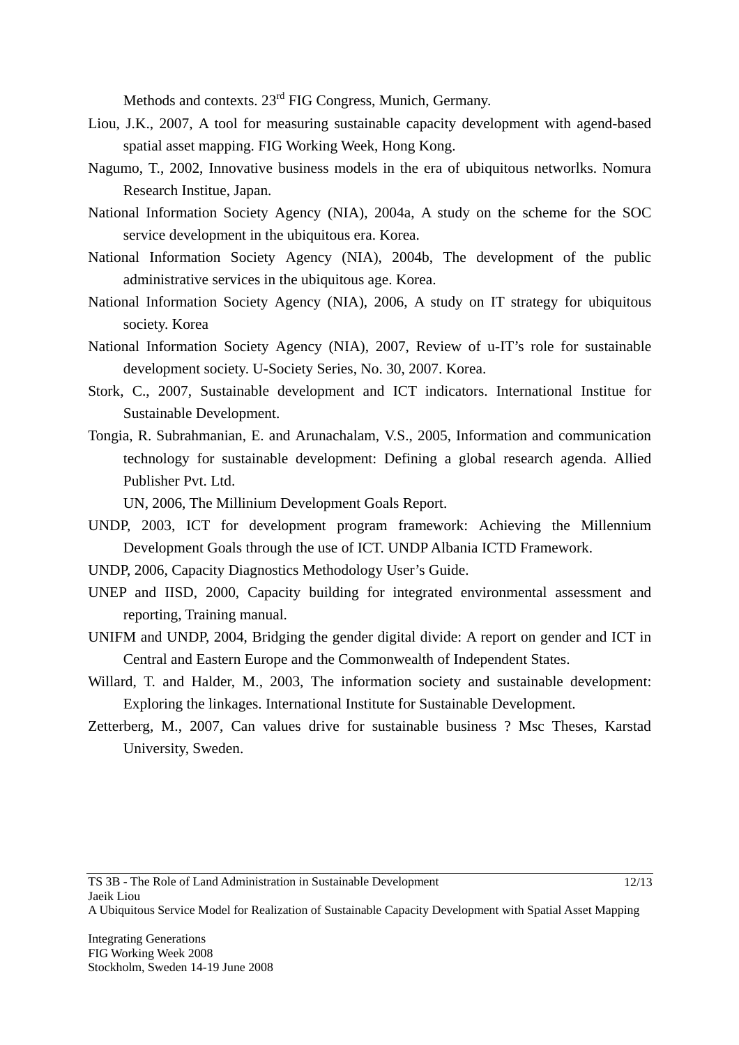Methods and contexts. 23rd FIG Congress, Munich, Germany.

Liou, J.K., 2007, A tool for measuring sustainable capacity development with agend-based spatial asset mapping. FIG Working Week, Hong Kong.

Nagumo, T., 2002, Innovative business models in the era of ubiquitous networlks. Nomura Research Institue, Japan.

National Information Society Agency (NIA), 2004a, A study on the scheme for the SOC service development in the ubiquitous era. Korea.

National Information Society Agency (NIA), 2004b, The development of the public administrative services in the ubiquitous age. Korea.

National Information Society Agency (NIA), 2006, A study on IT strategy for ubiquitous society. Korea

National Information Society Agency (NIA), 2007, Review of u-IT's role for sustainable development society. U-Society Series, No. 30, 2007. Korea.

Stork, C., 2007, Sustainable development and ICT indicators. International Institue for Sustainable Development.

Tongia, R. Subrahmanian, E. and Arunachalam, V.S., 2005, Information and communication technology for sustainable development: Defining a global research agenda. Allied Publisher Pvt. Ltd.

UN, 2006, The Millinium Development Goals Report.

UNDP, 2003, ICT for development program framework: Achieving the Millennium Development Goals through the use of ICT. UNDP Albania ICTD Framework.

UNDP, 2006, Capacity Diagnostics Methodology User's Guide.

UNEP and IISD, 2000, Capacity building for integrated environmental assessment and reporting, Training manual.

UNIFM and UNDP, 2004, Bridging the gender digital divide: A report on gender and ICT in Central and Eastern Europe and the Commonwealth of Independent States.

Willard, T. and Halder, M., 2003, The information society and sustainable development: Exploring the linkages. International Institute for Sustainable Development.

Zetterberg, M., 2007, Can values drive for sustainable business ? Msc Theses, Karstad University, Sweden.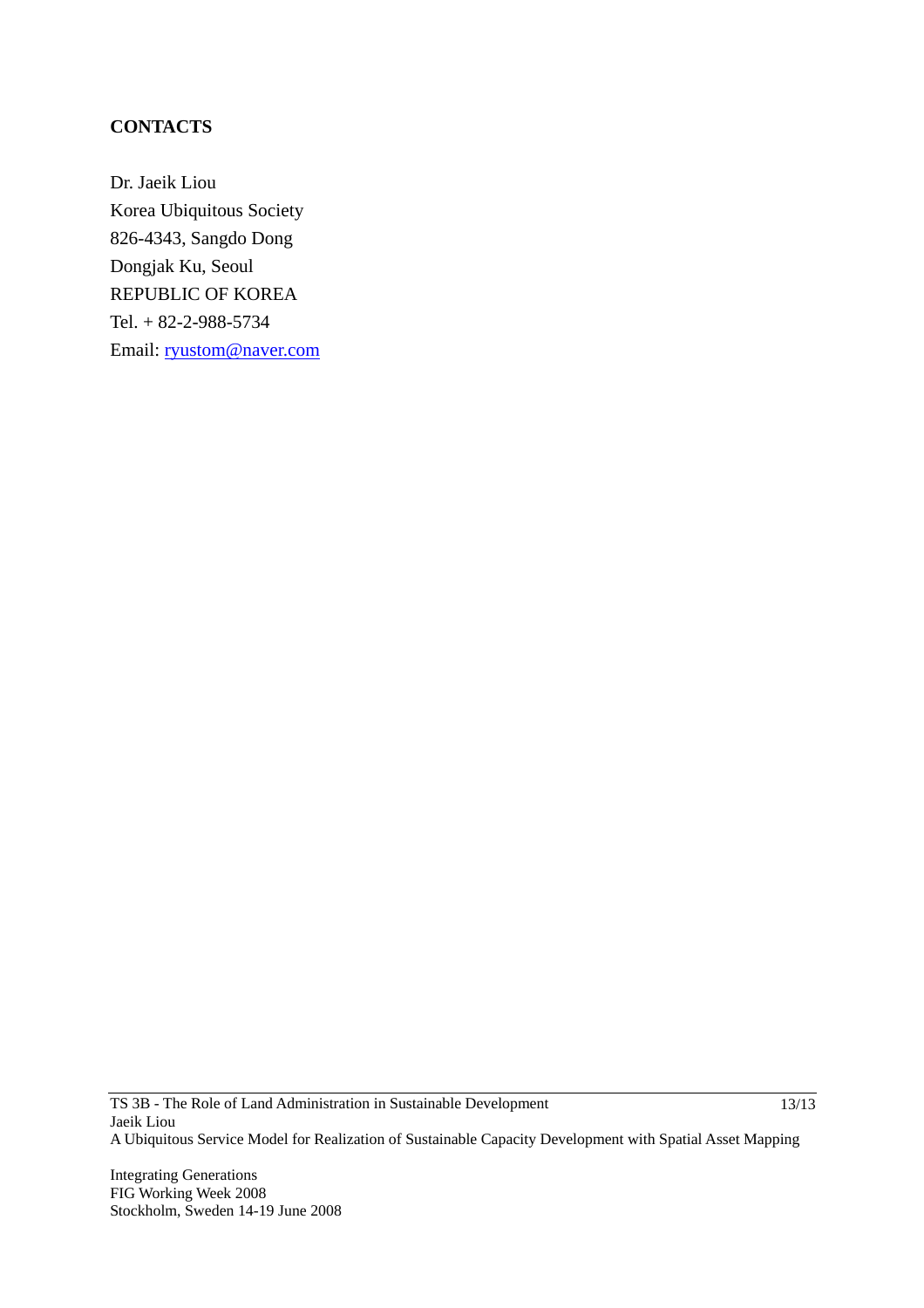## CONTACTS

Dr. Jaeik Liou  
Korea Ubiquitous Society  
826-4343, Sangdo Dong  
Dongjak Ku, Seoul  
REPUBLIC OF KOREA  
Tel. + 82-2-988-5734  
Email: ryustom@naver.com